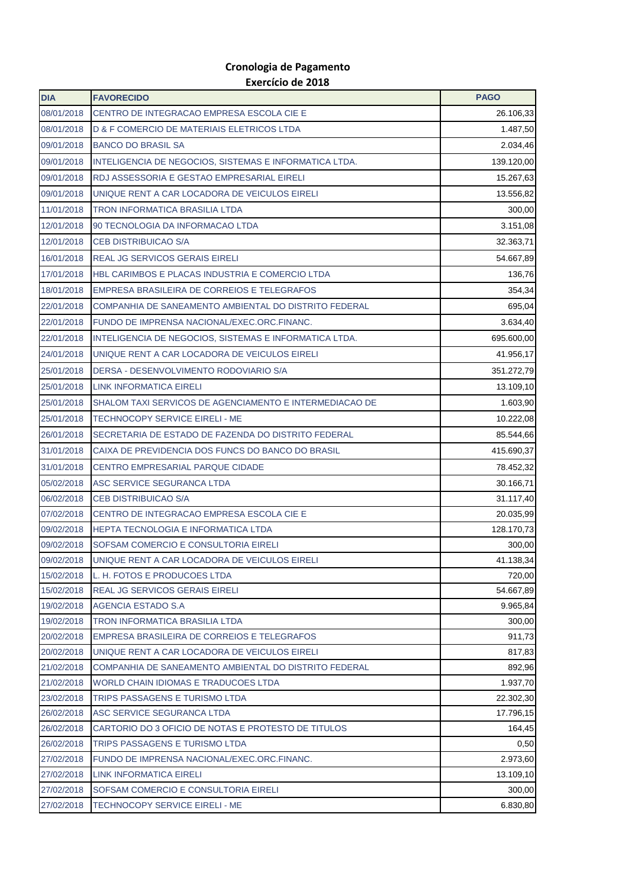# Cronologia de Pagamento
## Exercício de 2018

| DIA | FAVORECIDO | PAGO |
|---|---|---|
| 08/01/2018 | CENTRO DE INTEGRACAO EMPRESA ESCOLA CIE E | 26.106,33 |
| 08/01/2018 | D & F COMERCIO DE MATERIAIS ELETRICOS LTDA | 1.487,50 |
| 09/01/2018 | BANCO DO BRASIL SA | 2.034,46 |
| 09/01/2018 | INTELIGENCIA DE NEGOCIOS, SISTEMAS E INFORMATICA LTDA. | 139.120,00 |
| 09/01/2018 | RDJ ASSESSORIA E GESTAO EMPRESARIAL EIRELI | 15.267,63 |
| 09/01/2018 | UNIQUE RENT A CAR LOCADORA DE VEICULOS EIRELI | 13.556,82 |
| 11/01/2018 | TRON INFORMATICA BRASILIA LTDA | 300,00 |
| 12/01/2018 | 90 TECNOLOGIA DA INFORMACAO LTDA | 3.151,08 |
| 12/01/2018 | CEB DISTRIBUICAO S/A | 32.363,71 |
| 16/01/2018 | REAL JG SERVICOS GERAIS EIRELI | 54.667,89 |
| 17/01/2018 | HBL CARIMBOS E PLACAS INDUSTRIA E COMERCIO LTDA | 136,76 |
| 18/01/2018 | EMPRESA BRASILEIRA DE CORREIOS E TELEGRAFOS | 354,34 |
| 22/01/2018 | COMPANHIA DE SANEAMENTO AMBIENTAL DO DISTRITO FEDERAL | 695,04 |
| 22/01/2018 | FUNDO DE IMPRENSA NACIONAL/EXEC.ORC.FINANC. | 3.634,40 |
| 22/01/2018 | INTELIGENCIA DE NEGOCIOS, SISTEMAS E INFORMATICA LTDA. | 695.600,00 |
| 24/01/2018 | UNIQUE RENT A CAR LOCADORA DE VEICULOS EIRELI | 41.956,17 |
| 25/01/2018 | DERSA - DESENVOLVIMENTO RODOVIARIO S/A | 351.272,79 |
| 25/01/2018 | LINK INFORMATICA EIRELI | 13.109,10 |
| 25/01/2018 | SHALOM TAXI SERVICOS DE AGENCIAMENTO E INTERMEDIACAO DE | 1.603,90 |
| 25/01/2018 | TECHNOCOPY SERVICE EIRELI - ME | 10.222,08 |
| 26/01/2018 | SECRETARIA DE ESTADO DE FAZENDA DO DISTRITO FEDERAL | 85.544,66 |
| 31/01/2018 | CAIXA DE PREVIDENCIA DOS FUNCS DO BANCO DO BRASIL | 415.690,37 |
| 31/01/2018 | CENTRO EMPRESARIAL PARQUE CIDADE | 78.452,32 |
| 05/02/2018 | ASC SERVICE SEGURANCA LTDA | 30.166,71 |
| 06/02/2018 | CEB DISTRIBUICAO S/A | 31.117,40 |
| 07/02/2018 | CENTRO DE INTEGRACAO EMPRESA ESCOLA CIE E | 20.035,99 |
| 09/02/2018 | HEPTA TECNOLOGIA E INFORMATICA LTDA | 128.170,73 |
| 09/02/2018 | SOFSAM COMERCIO E CONSULTORIA EIRELI | 300,00 |
| 09/02/2018 | UNIQUE RENT A CAR LOCADORA DE VEICULOS EIRELI | 41.138,34 |
| 15/02/2018 | L. H. FOTOS E PRODUCOES LTDA | 720,00 |
| 15/02/2018 | REAL JG SERVICOS GERAIS EIRELI | 54.667,89 |
| 19/02/2018 | AGENCIA ESTADO S.A | 9.965,84 |
| 19/02/2018 | TRON INFORMATICA BRASILIA LTDA | 300,00 |
| 20/02/2018 | EMPRESA BRASILEIRA DE CORREIOS E TELEGRAFOS | 911,73 |
| 20/02/2018 | UNIQUE RENT A CAR LOCADORA DE VEICULOS EIRELI | 817,83 |
| 21/02/2018 | COMPANHIA DE SANEAMENTO AMBIENTAL DO DISTRITO FEDERAL | 892,96 |
| 21/02/2018 | WORLD CHAIN IDIOMAS E TRADUCOES LTDA | 1.937,70 |
| 23/02/2018 | TRIPS PASSAGENS E TURISMO LTDA | 22.302,30 |
| 26/02/2018 | ASC SERVICE SEGURANCA LTDA | 17.796,15 |
| 26/02/2018 | CARTORIO DO 3 OFICIO DE NOTAS E PROTESTO DE TITULOS | 164,45 |
| 26/02/2018 | TRIPS PASSAGENS E TURISMO LTDA | 0,50 |
| 27/02/2018 | FUNDO DE IMPRENSA NACIONAL/EXEC.ORC.FINANC. | 2.973,60 |
| 27/02/2018 | LINK INFORMATICA EIRELI | 13.109,10 |
| 27/02/2018 | SOFSAM COMERCIO E CONSULTORIA EIRELI | 300,00 |
| 27/02/2018 | TECHNOCOPY SERVICE EIRELI - ME | 6.830,80 |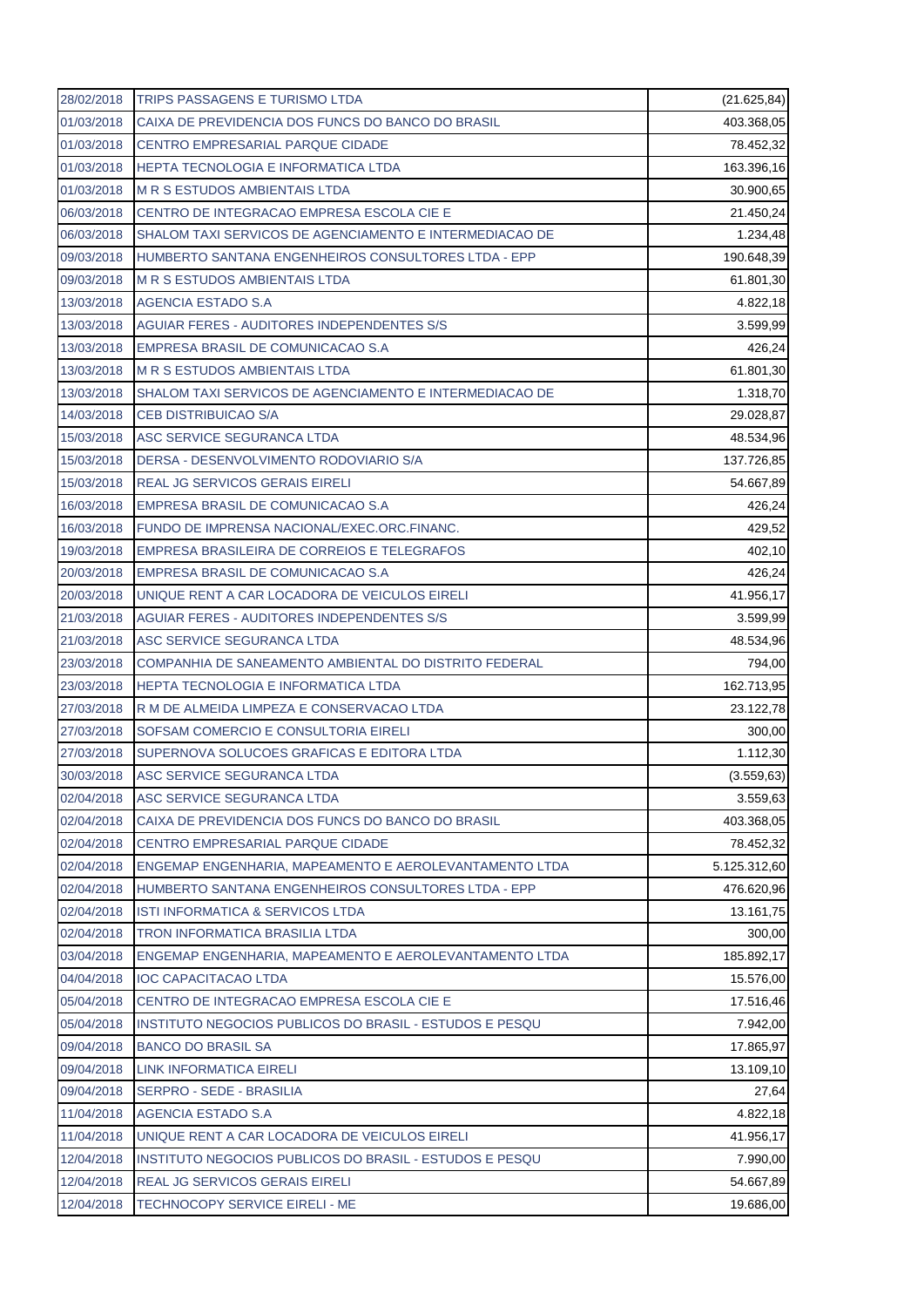| 28/02/2018 | TRIPS PASSAGENS E TURISMO LTDA | (21.625,84) |
|---|---|---|
| 01/03/2018 | CAIXA DE PREVIDENCIA DOS FUNCS DO BANCO DO BRASIL | 403.368,05 |
| 01/03/2018 | CENTRO EMPRESARIAL PARQUE CIDADE | 78.452,32 |
| 01/03/2018 | HEPTA TECNOLOGIA E INFORMATICA LTDA | 163.396,16 |
| 01/03/2018 | M R S ESTUDOS AMBIENTAIS LTDA | 30.900,65 |
| 06/03/2018 | CENTRO DE INTEGRACAO EMPRESA ESCOLA CIE E | 21.450,24 |
| 06/03/2018 | SHALOM TAXI SERVICOS DE AGENCIAMENTO E INTERMEDIACAO DE | 1.234,48 |
| 09/03/2018 | HUMBERTO SANTANA ENGENHEIROS CONSULTORES LTDA - EPP | 190.648,39 |
| 09/03/2018 | M R S ESTUDOS AMBIENTAIS LTDA | 61.801,30 |
| 13/03/2018 | AGENCIA ESTADO S.A | 4.822,18 |
| 13/03/2018 | AGUIAR FERES - AUDITORES INDEPENDENTES S/S | 3.599,99 |
| 13/03/2018 | EMPRESA BRASIL DE COMUNICACAO S.A | 426,24 |
| 13/03/2018 | M R S ESTUDOS AMBIENTAIS LTDA | 61.801,30 |
| 13/03/2018 | SHALOM TAXI SERVICOS DE AGENCIAMENTO E INTERMEDIACAO DE | 1.318,70 |
| 14/03/2018 | CEB DISTRIBUICAO S/A | 29.028,87 |
| 15/03/2018 | ASC SERVICE SEGURANCA LTDA | 48.534,96 |
| 15/03/2018 | DERSA - DESENVOLVIMENTO RODOVIARIO S/A | 137.726,85 |
| 15/03/2018 | REAL JG SERVICOS GERAIS EIRELI | 54.667,89 |
| 16/03/2018 | EMPRESA BRASIL DE COMUNICACAO S.A | 426,24 |
| 16/03/2018 | FUNDO DE IMPRENSA NACIONAL/EXEC.ORC.FINANC. | 429,52 |
| 19/03/2018 | EMPRESA BRASILEIRA DE CORREIOS E TELEGRAFOS | 402,10 |
| 20/03/2018 | EMPRESA BRASIL DE COMUNICACAO S.A | 426,24 |
| 20/03/2018 | UNIQUE RENT A CAR LOCADORA DE VEICULOS EIRELI | 41.956,17 |
| 21/03/2018 | AGUIAR FERES - AUDITORES INDEPENDENTES S/S | 3.599,99 |
| 21/03/2018 | ASC SERVICE SEGURANCA LTDA | 48.534,96 |
| 23/03/2018 | COMPANHIA DE SANEAMENTO AMBIENTAL DO DISTRITO FEDERAL | 794,00 |
| 23/03/2018 | HEPTA TECNOLOGIA E INFORMATICA LTDA | 162.713,95 |
| 27/03/2018 | R M DE ALMEIDA LIMPEZA E CONSERVACAO LTDA | 23.122,78 |
| 27/03/2018 | SOFSAM COMERCIO E CONSULTORIA EIRELI | 300,00 |
| 27/03/2018 | SUPERNOVA SOLUCOES GRAFICAS E EDITORA LTDA | 1.112,30 |
| 30/03/2018 | ASC SERVICE SEGURANCA LTDA | (3.559,63) |
| 02/04/2018 | ASC SERVICE SEGURANCA LTDA | 3.559,63 |
| 02/04/2018 | CAIXA DE PREVIDENCIA DOS FUNCS DO BANCO DO BRASIL | 403.368,05 |
| 02/04/2018 | CENTRO EMPRESARIAL PARQUE CIDADE | 78.452,32 |
| 02/04/2018 | ENGEMAP ENGENHARIA, MAPEAMENTO E AEROLEVANTAMENTO LTDA | 5.125.312,60 |
| 02/04/2018 | HUMBERTO SANTANA ENGENHEIROS CONSULTORES LTDA - EPP | 476.620,96 |
| 02/04/2018 | ISTI INFORMATICA & SERVICOS LTDA | 13.161,75 |
| 02/04/2018 | TRON INFORMATICA BRASILIA LTDA | 300,00 |
| 03/04/2018 | ENGEMAP ENGENHARIA, MAPEAMENTO E AEROLEVANTAMENTO LTDA | 185.892,17 |
| 04/04/2018 | IOC CAPACITACAO LTDA | 15.576,00 |
| 05/04/2018 | CENTRO DE INTEGRACAO EMPRESA ESCOLA CIE E | 17.516,46 |
| 05/04/2018 | INSTITUTO NEGOCIOS PUBLICOS DO BRASIL - ESTUDOS E PESQU | 7.942,00 |
| 09/04/2018 | BANCO DO BRASIL SA | 17.865,97 |
| 09/04/2018 | LINK INFORMATICA EIRELI | 13.109,10 |
| 09/04/2018 | SERPRO - SEDE - BRASILIA | 27,64 |
| 11/04/2018 | AGENCIA ESTADO S.A | 4.822,18 |
| 11/04/2018 | UNIQUE RENT A CAR LOCADORA DE VEICULOS EIRELI | 41.956,17 |
| 12/04/2018 | INSTITUTO NEGOCIOS PUBLICOS DO BRASIL - ESTUDOS E PESQU | 7.990,00 |
| 12/04/2018 | REAL JG SERVICOS GERAIS EIRELI | 54.667,89 |
| 12/04/2018 | TECHNOCOPY SERVICE EIRELI - ME | 19.686,00 |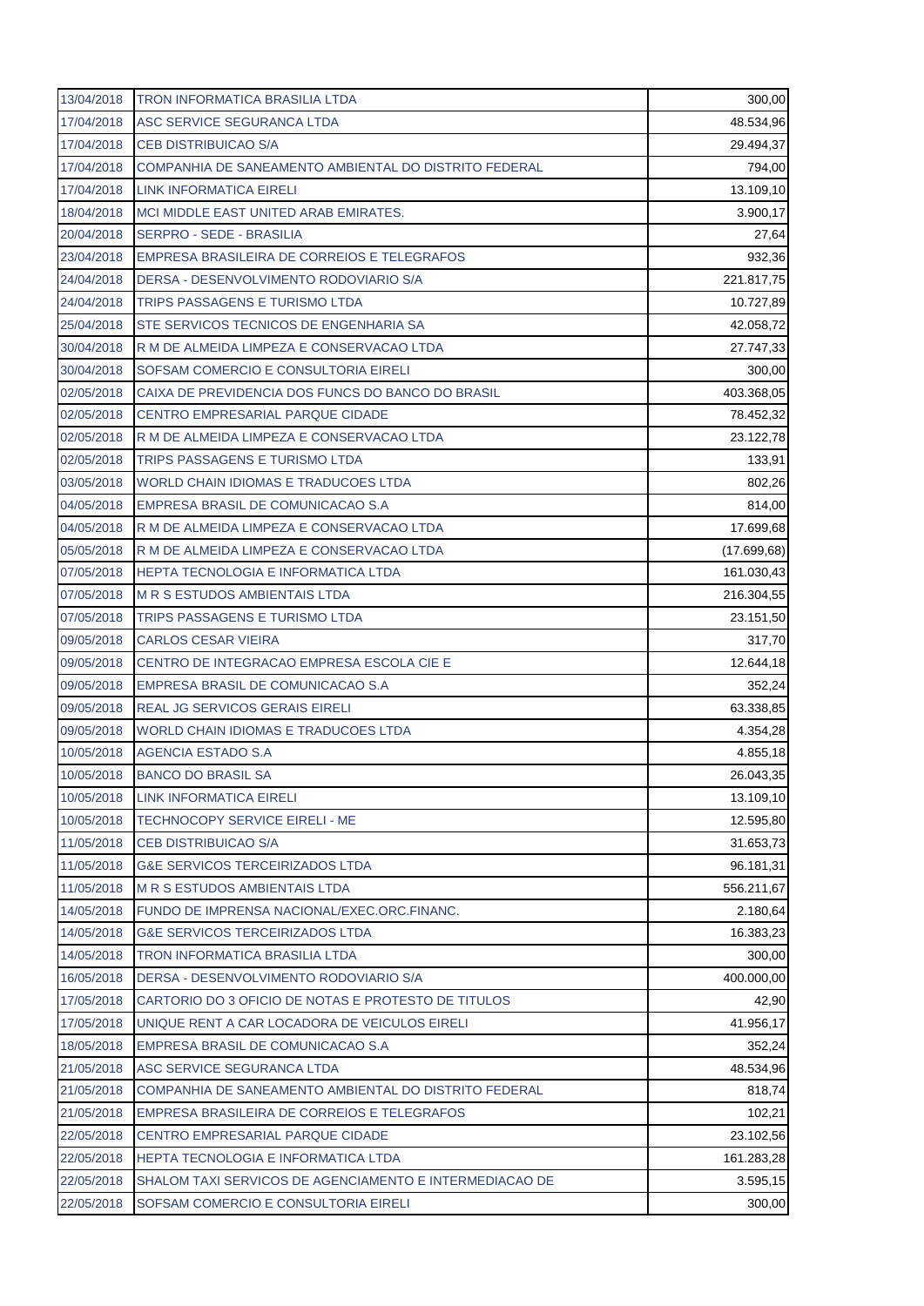| | | |
|---|---|---|
| 13/04/2018 | TRON INFORMATICA BRASILIA LTDA | 300,00 |
| 17/04/2018 | ASC SERVICE SEGURANCA LTDA | 48.534,96 |
| 17/04/2018 | CEB DISTRIBUICAO S/A | 29.494,37 |
| 17/04/2018 | COMPANHIA DE SANEAMENTO AMBIENTAL DO DISTRITO FEDERAL | 794,00 |
| 17/04/2018 | LINK INFORMATICA EIRELI | 13.109,10 |
| 18/04/2018 | MCI MIDDLE EAST UNITED ARAB EMIRATES. | 3.900,17 |
| 20/04/2018 | SERPRO - SEDE - BRASILIA | 27,64 |
| 23/04/2018 | EMPRESA BRASILEIRA DE CORREIOS E TELEGRAFOS | 932,36 |
| 24/04/2018 | DERSA - DESENVOLVIMENTO RODOVIARIO S/A | 221.817,75 |
| 24/04/2018 | TRIPS PASSAGENS E TURISMO LTDA | 10.727,89 |
| 25/04/2018 | STE SERVICOS TECNICOS DE ENGENHARIA SA | 42.058,72 |
| 30/04/2018 | R M DE ALMEIDA LIMPEZA E CONSERVACAO LTDA | 27.747,33 |
| 30/04/2018 | SOFSAM COMERCIO E CONSULTORIA EIRELI | 300,00 |
| 02/05/2018 | CAIXA DE PREVIDENCIA DOS FUNCS DO BANCO DO BRASIL | 403.368,05 |
| 02/05/2018 | CENTRO EMPRESARIAL PARQUE CIDADE | 78.452,32 |
| 02/05/2018 | R M DE ALMEIDA LIMPEZA E CONSERVACAO LTDA | 23.122,78 |
| 02/05/2018 | TRIPS PASSAGENS E TURISMO LTDA | 133,91 |
| 03/05/2018 | WORLD CHAIN IDIOMAS E TRADUCOES LTDA | 802,26 |
| 04/05/2018 | EMPRESA BRASIL DE COMUNICACAO S.A | 814,00 |
| 04/05/2018 | R M DE ALMEIDA LIMPEZA E CONSERVACAO LTDA | 17.699,68 |
| 05/05/2018 | R M DE ALMEIDA LIMPEZA E CONSERVACAO LTDA | (17.699,68) |
| 07/05/2018 | HEPTA TECNOLOGIA E INFORMATICA LTDA | 161.030,43 |
| 07/05/2018 | M R S ESTUDOS AMBIENTAIS LTDA | 216.304,55 |
| 07/05/2018 | TRIPS PASSAGENS E TURISMO LTDA | 23.151,50 |
| 09/05/2018 | CARLOS CESAR VIEIRA | 317,70 |
| 09/05/2018 | CENTRO DE INTEGRACAO EMPRESA ESCOLA CIE E | 12.644,18 |
| 09/05/2018 | EMPRESA BRASIL DE COMUNICACAO S.A | 352,24 |
| 09/05/2018 | REAL JG SERVICOS GERAIS EIRELI | 63.338,85 |
| 09/05/2018 | WORLD CHAIN IDIOMAS E TRADUCOES LTDA | 4.354,28 |
| 10/05/2018 | AGENCIA ESTADO S.A | 4.855,18 |
| 10/05/2018 | BANCO DO BRASIL SA | 26.043,35 |
| 10/05/2018 | LINK INFORMATICA EIRELI | 13.109,10 |
| 10/05/2018 | TECHNOCOPY SERVICE EIRELI - ME | 12.595,80 |
| 11/05/2018 | CEB DISTRIBUICAO S/A | 31.653,73 |
| 11/05/2018 | G&E SERVICOS TERCEIRIZADOS LTDA | 96.181,31 |
| 11/05/2018 | M R S ESTUDOS AMBIENTAIS LTDA | 556.211,67 |
| 14/05/2018 | FUNDO DE IMPRENSA NACIONAL/EXEC.ORC.FINANC. | 2.180,64 |
| 14/05/2018 | G&E SERVICOS TERCEIRIZADOS LTDA | 16.383,23 |
| 14/05/2018 | TRON INFORMATICA BRASILIA LTDA | 300,00 |
| 16/05/2018 | DERSA - DESENVOLVIMENTO RODOVIARIO S/A | 400.000,00 |
| 17/05/2018 | CARTORIO DO 3 OFICIO DE NOTAS E PROTESTO DE TITULOS | 42,90 |
| 17/05/2018 | UNIQUE RENT A CAR LOCADORA DE VEICULOS EIRELI | 41.956,17 |
| 18/05/2018 | EMPRESA BRASIL DE COMUNICACAO S.A | 352,24 |
| 21/05/2018 | ASC SERVICE SEGURANCA LTDA | 48.534,96 |
| 21/05/2018 | COMPANHIA DE SANEAMENTO AMBIENTAL DO DISTRITO FEDERAL | 818,74 |
| 21/05/2018 | EMPRESA BRASILEIRA DE CORREIOS E TELEGRAFOS | 102,21 |
| 22/05/2018 | CENTRO EMPRESARIAL PARQUE CIDADE | 23.102,56 |
| 22/05/2018 | HEPTA TECNOLOGIA E INFORMATICA LTDA | 161.283,28 |
| 22/05/2018 | SHALOM TAXI SERVICOS DE AGENCIAMENTO E INTERMEDIACAO DE | 3.595,15 |
| 22/05/2018 | SOFSAM COMERCIO E CONSULTORIA EIRELI | 300,00 |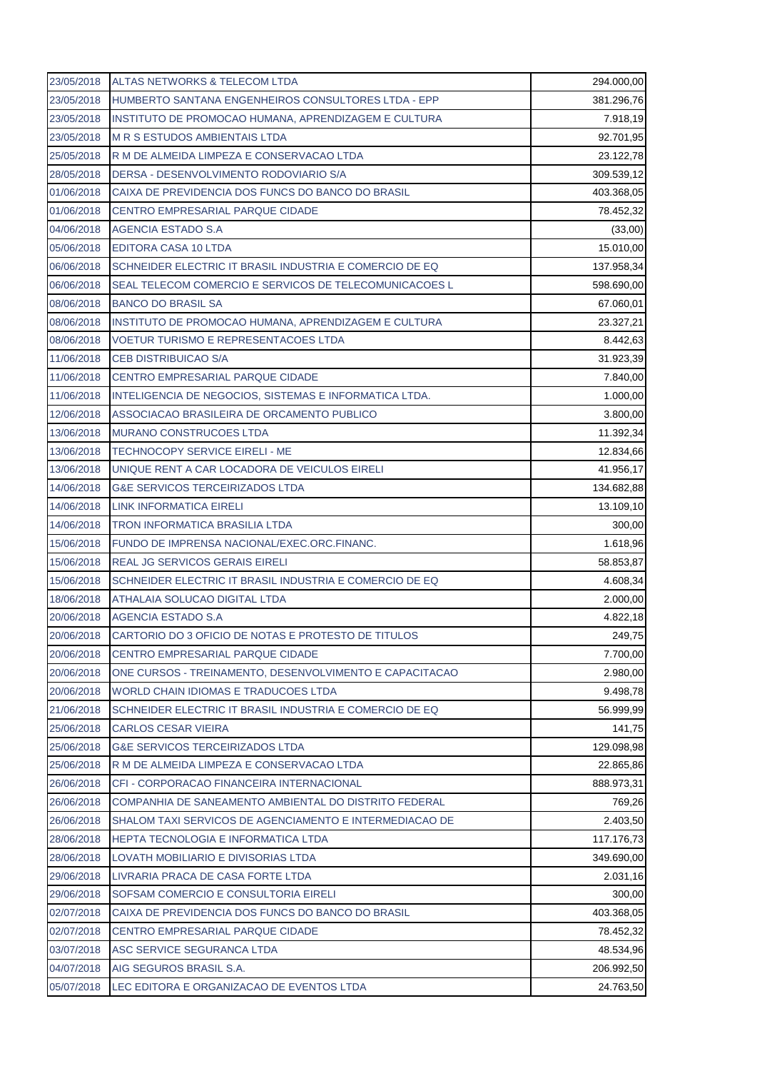| 23/05/2018 | ALTAS NETWORKS & TELECOM LTDA | 294.000,00 |
|---|---|---|
| 23/05/2018 | HUMBERTO SANTANA ENGENHEIROS CONSULTORES LTDA - EPP | 381.296,76 |
| 23/05/2018 | INSTITUTO DE PROMOCAO HUMANA, APRENDIZAGEM E CULTURA | 7.918,19 |
| 23/05/2018 | M R S ESTUDOS AMBIENTAIS LTDA | 92.701,95 |
| 25/05/2018 | R M DE ALMEIDA LIMPEZA E CONSERVACAO LTDA | 23.122,78 |
| 28/05/2018 | DERSA - DESENVOLVIMENTO RODOVIARIO S/A | 309.539,12 |
| 01/06/2018 | CAIXA DE PREVIDENCIA DOS FUNCS DO BANCO DO BRASIL | 403.368,05 |
| 01/06/2018 | CENTRO EMPRESARIAL PARQUE CIDADE | 78.452,32 |
| 04/06/2018 | AGENCIA ESTADO S.A | (33,00) |
| 05/06/2018 | EDITORA CASA 10 LTDA | 15.010,00 |
| 06/06/2018 | SCHNEIDER ELECTRIC IT BRASIL INDUSTRIA E COMERCIO DE EQ | 137.958,34 |
| 06/06/2018 | SEAL TELECOM COMERCIO E SERVICOS DE TELECOMUNICACOES L | 598.690,00 |
| 08/06/2018 | BANCO DO BRASIL SA | 67.060,01 |
| 08/06/2018 | INSTITUTO DE PROMOCAO HUMANA, APRENDIZAGEM E CULTURA | 23.327,21 |
| 08/06/2018 | VOETUR TURISMO E REPRESENTACOES LTDA | 8.442,63 |
| 11/06/2018 | CEB DISTRIBUICAO S/A | 31.923,39 |
| 11/06/2018 | CENTRO EMPRESARIAL PARQUE CIDADE | 7.840,00 |
| 11/06/2018 | INTELIGENCIA DE NEGOCIOS, SISTEMAS E INFORMATICA LTDA. | 1.000,00 |
| 12/06/2018 | ASSOCIACAO BRASILEIRA DE ORCAMENTO PUBLICO | 3.800,00 |
| 13/06/2018 | MURANO CONSTRUCOES LTDA | 11.392,34 |
| 13/06/2018 | TECHNOCOPY SERVICE EIRELI - ME | 12.834,66 |
| 13/06/2018 | UNIQUE RENT A CAR LOCADORA DE VEICULOS EIRELI | 41.956,17 |
| 14/06/2018 | G&E SERVICOS TERCEIRIZADOS LTDA | 134.682,88 |
| 14/06/2018 | LINK INFORMATICA EIRELI | 13.109,10 |
| 14/06/2018 | TRON INFORMATICA BRASILIA LTDA | 300,00 |
| 15/06/2018 | FUNDO DE IMPRENSA NACIONAL/EXEC.ORC.FINANC. | 1.618,96 |
| 15/06/2018 | REAL JG SERVICOS GERAIS EIRELI | 58.853,87 |
| 15/06/2018 | SCHNEIDER ELECTRIC IT BRASIL INDUSTRIA E COMERCIO DE EQ | 4.608,34 |
| 18/06/2018 | ATHALAIA SOLUCAO DIGITAL LTDA | 2.000,00 |
| 20/06/2018 | AGENCIA ESTADO S.A | 4.822,18 |
| 20/06/2018 | CARTORIO DO 3 OFICIO DE NOTAS E PROTESTO DE TITULOS | 249,75 |
| 20/06/2018 | CENTRO EMPRESARIAL PARQUE CIDADE | 7.700,00 |
| 20/06/2018 | ONE CURSOS - TREINAMENTO, DESENVOLVIMENTO E CAPACITACAO | 2.980,00 |
| 20/06/2018 | WORLD CHAIN IDIOMAS E TRADUCOES LTDA | 9.498,78 |
| 21/06/2018 | SCHNEIDER ELECTRIC IT BRASIL INDUSTRIA E COMERCIO DE EQ | 56.999,99 |
| 25/06/2018 | CARLOS CESAR VIEIRA | 141,75 |
| 25/06/2018 | G&E SERVICOS TERCEIRIZADOS LTDA | 129.098,98 |
| 25/06/2018 | R M DE ALMEIDA LIMPEZA E CONSERVACAO LTDA | 22.865,86 |
| 26/06/2018 | CFI - CORPORACAO FINANCEIRA INTERNACIONAL | 888.973,31 |
| 26/06/2018 | COMPANHIA DE SANEAMENTO AMBIENTAL DO DISTRITO FEDERAL | 769,26 |
| 26/06/2018 | SHALOM TAXI SERVICOS DE AGENCIAMENTO E INTERMEDIACAO DE | 2.403,50 |
| 28/06/2018 | HEPTA TECNOLOGIA E INFORMATICA LTDA | 117.176,73 |
| 28/06/2018 | LOVATH MOBILIARIO E DIVISORIAS LTDA | 349.690,00 |
| 29/06/2018 | LIVRARIA PRACA DE CASA FORTE LTDA | 2.031,16 |
| 29/06/2018 | SOFSAM COMERCIO E CONSULTORIA EIRELI | 300,00 |
| 02/07/2018 | CAIXA DE PREVIDENCIA DOS FUNCS DO BANCO DO BRASIL | 403.368,05 |
| 02/07/2018 | CENTRO EMPRESARIAL PARQUE CIDADE | 78.452,32 |
| 03/07/2018 | ASC SERVICE SEGURANCA LTDA | 48.534,96 |
| 04/07/2018 | AIG SEGUROS BRASIL S.A. | 206.992,50 |
| 05/07/2018 | LEC EDITORA E ORGANIZACAO DE EVENTOS LTDA | 24.763,50 |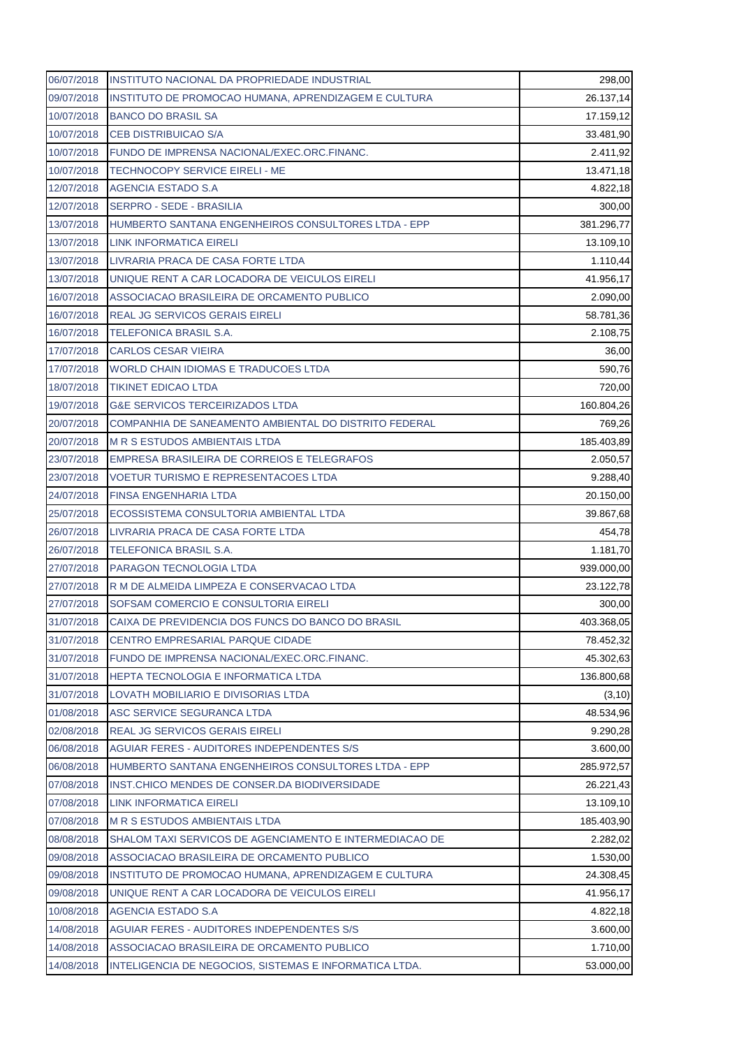| | | |
|---|---|---|
| 06/07/2018 | INSTITUTO NACIONAL DA PROPRIEDADE INDUSTRIAL | 298,00 |
| 09/07/2018 | INSTITUTO DE PROMOCAO HUMANA, APRENDIZAGEM E CULTURA | 26.137,14 |
| 10/07/2018 | BANCO DO BRASIL SA | 17.159,12 |
| 10/07/2018 | CEB DISTRIBUICAO S/A | 33.481,90 |
| 10/07/2018 | FUNDO DE IMPRENSA NACIONAL/EXEC.ORC.FINANC. | 2.411,92 |
| 10/07/2018 | TECHNOCOPY SERVICE EIRELI - ME | 13.471,18 |
| 12/07/2018 | AGENCIA ESTADO S.A | 4.822,18 |
| 12/07/2018 | SERPRO - SEDE - BRASILIA | 300,00 |
| 13/07/2018 | HUMBERTO SANTANA ENGENHEIROS CONSULTORES LTDA - EPP | 381.296,77 |
| 13/07/2018 | LINK INFORMATICA EIRELI | 13.109,10 |
| 13/07/2018 | LIVRARIA PRACA DE CASA FORTE LTDA | 1.110,44 |
| 13/07/2018 | UNIQUE RENT A CAR LOCADORA DE VEICULOS EIRELI | 41.956,17 |
| 16/07/2018 | ASSOCIACAO BRASILEIRA DE ORCAMENTO PUBLICO | 2.090,00 |
| 16/07/2018 | REAL JG SERVICOS GERAIS EIRELI | 58.781,36 |
| 16/07/2018 | TELEFONICA BRASIL S.A. | 2.108,75 |
| 17/07/2018 | CARLOS CESAR VIEIRA | 36,00 |
| 17/07/2018 | WORLD CHAIN IDIOMAS E TRADUCOES LTDA | 590,76 |
| 18/07/2018 | TIKINET EDICAO LTDA | 720,00 |
| 19/07/2018 | G&E SERVICOS TERCEIRIZADOS LTDA | 160.804,26 |
| 20/07/2018 | COMPANHIA DE SANEAMENTO AMBIENTAL DO DISTRITO FEDERAL | 769,26 |
| 20/07/2018 | M R S ESTUDOS AMBIENTAIS LTDA | 185.403,89 |
| 23/07/2018 | EMPRESA BRASILEIRA DE CORREIOS E TELEGRAFOS | 2.050,57 |
| 23/07/2018 | VOETUR TURISMO E REPRESENTACOES LTDA | 9.288,40 |
| 24/07/2018 | FINSA ENGENHARIA LTDA | 20.150,00 |
| 25/07/2018 | ECOSSISTEMA CONSULTORIA AMBIENTAL LTDA | 39.867,68 |
| 26/07/2018 | LIVRARIA PRACA DE CASA FORTE LTDA | 454,78 |
| 26/07/2018 | TELEFONICA BRASIL S.A. | 1.181,70 |
| 27/07/2018 | PARAGON TECNOLOGIA LTDA | 939.000,00 |
| 27/07/2018 | R M DE ALMEIDA LIMPEZA E CONSERVACAO LTDA | 23.122,78 |
| 27/07/2018 | SOFSAM COMERCIO E CONSULTORIA EIRELI | 300,00 |
| 31/07/2018 | CAIXA DE PREVIDENCIA DOS FUNCS DO BANCO DO BRASIL | 403.368,05 |
| 31/07/2018 | CENTRO EMPRESARIAL PARQUE CIDADE | 78.452,32 |
| 31/07/2018 | FUNDO DE IMPRENSA NACIONAL/EXEC.ORC.FINANC. | 45.302,63 |
| 31/07/2018 | HEPTA TECNOLOGIA E INFORMATICA LTDA | 136.800,68 |
| 31/07/2018 | LOVATH MOBILIARIO E DIVISORIAS LTDA | (3,10) |
| 01/08/2018 | ASC SERVICE SEGURANCA LTDA | 48.534,96 |
| 02/08/2018 | REAL JG SERVICOS GERAIS EIRELI | 9.290,28 |
| 06/08/2018 | AGUIAR FERES - AUDITORES INDEPENDENTES S/S | 3.600,00 |
| 06/08/2018 | HUMBERTO SANTANA ENGENHEIROS CONSULTORES LTDA - EPP | 285.972,57 |
| 07/08/2018 | INST.CHICO MENDES DE CONSER.DA BIODIVERSIDADE | 26.221,43 |
| 07/08/2018 | LINK INFORMATICA EIRELI | 13.109,10 |
| 07/08/2018 | M R S ESTUDOS AMBIENTAIS LTDA | 185.403,90 |
| 08/08/2018 | SHALOM TAXI SERVICOS DE AGENCIAMENTO E INTERMEDIACAO DE | 2.282,02 |
| 09/08/2018 | ASSOCIACAO BRASILEIRA DE ORCAMENTO PUBLICO | 1.530,00 |
| 09/08/2018 | INSTITUTO DE PROMOCAO HUMANA, APRENDIZAGEM E CULTURA | 24.308,45 |
| 09/08/2018 | UNIQUE RENT A CAR LOCADORA DE VEICULOS EIRELI | 41.956,17 |
| 10/08/2018 | AGENCIA ESTADO S.A | 4.822,18 |
| 14/08/2018 | AGUIAR FERES - AUDITORES INDEPENDENTES S/S | 3.600,00 |
| 14/08/2018 | ASSOCIACAO BRASILEIRA DE ORCAMENTO PUBLICO | 1.710,00 |
| 14/08/2018 | INTELIGENCIA DE NEGOCIOS, SISTEMAS E INFORMATICA LTDA. | 53.000,00 |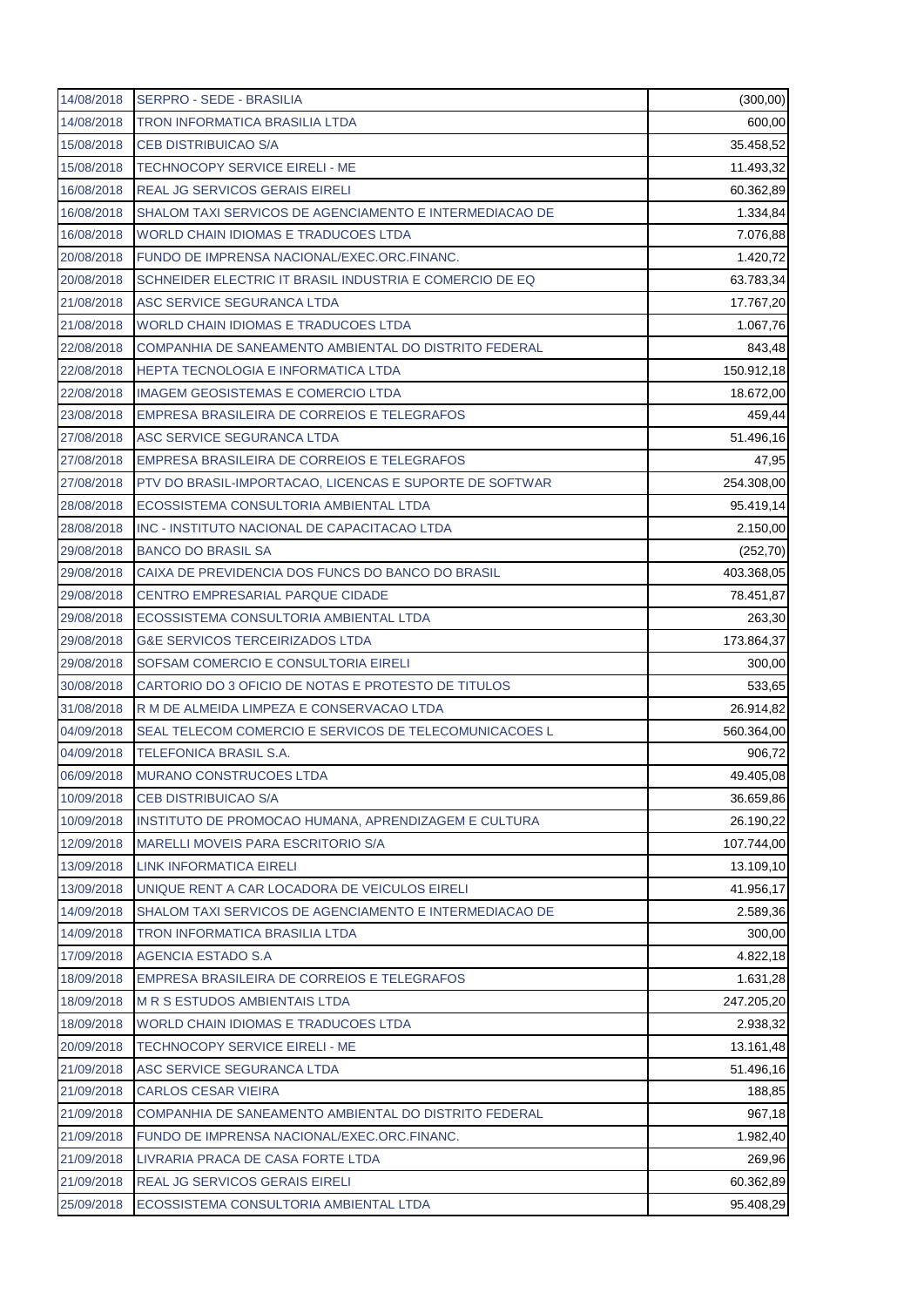| | | |
|---|---|---|
| 14/08/2018 | SERPRO - SEDE - BRASILIA | (300,00) |
| 14/08/2018 | TRON INFORMATICA BRASILIA LTDA | 600,00 |
| 15/08/2018 | CEB DISTRIBUICAO S/A | 35.458,52 |
| 15/08/2018 | TECHNOCOPY SERVICE EIRELI - ME | 11.493,32 |
| 16/08/2018 | REAL JG SERVICOS GERAIS EIRELI | 60.362,89 |
| 16/08/2018 | SHALOM TAXI SERVICOS DE AGENCIAMENTO E INTERMEDIACAO DE | 1.334,84 |
| 16/08/2018 | WORLD CHAIN IDIOMAS E TRADUCOES LTDA | 7.076,88 |
| 20/08/2018 | FUNDO DE IMPRENSA NACIONAL/EXEC.ORC.FINANC. | 1.420,72 |
| 20/08/2018 | SCHNEIDER ELECTRIC IT BRASIL INDUSTRIA E COMERCIO DE EQ | 63.783,34 |
| 21/08/2018 | ASC SERVICE SEGURANCA LTDA | 17.767,20 |
| 21/08/2018 | WORLD CHAIN IDIOMAS E TRADUCOES LTDA | 1.067,76 |
| 22/08/2018 | COMPANHIA DE SANEAMENTO AMBIENTAL DO DISTRITO FEDERAL | 843,48 |
| 22/08/2018 | HEPTA TECNOLOGIA E INFORMATICA LTDA | 150.912,18 |
| 22/08/2018 | IMAGEM GEOSISTEMAS E COMERCIO LTDA | 18.672,00 |
| 23/08/2018 | EMPRESA BRASILEIRA DE CORREIOS E TELEGRAFOS | 459,44 |
| 27/08/2018 | ASC SERVICE SEGURANCA LTDA | 51.496,16 |
| 27/08/2018 | EMPRESA BRASILEIRA DE CORREIOS E TELEGRAFOS | 47,95 |
| 27/08/2018 | PTV DO BRASIL-IMPORTACAO, LICENCAS E SUPORTE DE SOFTWAR | 254.308,00 |
| 28/08/2018 | ECOSSISTEMA CONSULTORIA AMBIENTAL LTDA | 95.419,14 |
| 28/08/2018 | INC - INSTITUTO NACIONAL DE CAPACITACAO LTDA | 2.150,00 |
| 29/08/2018 | BANCO DO BRASIL SA | (252,70) |
| 29/08/2018 | CAIXA DE PREVIDENCIA DOS FUNCS DO BANCO DO BRASIL | 403.368,05 |
| 29/08/2018 | CENTRO EMPRESARIAL PARQUE CIDADE | 78.451,87 |
| 29/08/2018 | ECOSSISTEMA CONSULTORIA AMBIENTAL LTDA | 263,30 |
| 29/08/2018 | G&E SERVICOS TERCEIRIZADOS LTDA | 173.864,37 |
| 29/08/2018 | SOFSAM COMERCIO E CONSULTORIA EIRELI | 300,00 |
| 30/08/2018 | CARTORIO DO 3 OFICIO DE NOTAS E PROTESTO DE TITULOS | 533,65 |
| 31/08/2018 | R M DE ALMEIDA LIMPEZA E CONSERVACAO LTDA | 26.914,82 |
| 04/09/2018 | SEAL TELECOM COMERCIO E SERVICOS DE TELECOMUNICACOES L | 560.364,00 |
| 04/09/2018 | TELEFONICA BRASIL S.A. | 906,72 |
| 06/09/2018 | MURANO CONSTRUCOES LTDA | 49.405,08 |
| 10/09/2018 | CEB DISTRIBUICAO S/A | 36.659,86 |
| 10/09/2018 | INSTITUTO DE PROMOCAO HUMANA, APRENDIZAGEM E CULTURA | 26.190,22 |
| 12/09/2018 | MARELLI MOVEIS PARA ESCRITORIO S/A | 107.744,00 |
| 13/09/2018 | LINK INFORMATICA EIRELI | 13.109,10 |
| 13/09/2018 | UNIQUE RENT A CAR LOCADORA DE VEICULOS EIRELI | 41.956,17 |
| 14/09/2018 | SHALOM TAXI SERVICOS DE AGENCIAMENTO E INTERMEDIACAO DE | 2.589,36 |
| 14/09/2018 | TRON INFORMATICA BRASILIA LTDA | 300,00 |
| 17/09/2018 | AGENCIA ESTADO S.A | 4.822,18 |
| 18/09/2018 | EMPRESA BRASILEIRA DE CORREIOS E TELEGRAFOS | 1.631,28 |
| 18/09/2018 | M R S ESTUDOS AMBIENTAIS LTDA | 247.205,20 |
| 18/09/2018 | WORLD CHAIN IDIOMAS E TRADUCOES LTDA | 2.938,32 |
| 20/09/2018 | TECHNOCOPY SERVICE EIRELI - ME | 13.161,48 |
| 21/09/2018 | ASC SERVICE SEGURANCA LTDA | 51.496,16 |
| 21/09/2018 | CARLOS CESAR VIEIRA | 188,85 |
| 21/09/2018 | COMPANHIA DE SANEAMENTO AMBIENTAL DO DISTRITO FEDERAL | 967,18 |
| 21/09/2018 | FUNDO DE IMPRENSA NACIONAL/EXEC.ORC.FINANC. | 1.982,40 |
| 21/09/2018 | LIVRARIA PRACA DE CASA FORTE LTDA | 269,96 |
| 21/09/2018 | REAL JG SERVICOS GERAIS EIRELI | 60.362,89 |
| 25/09/2018 | ECOSSISTEMA CONSULTORIA AMBIENTAL LTDA | 95.408,29 |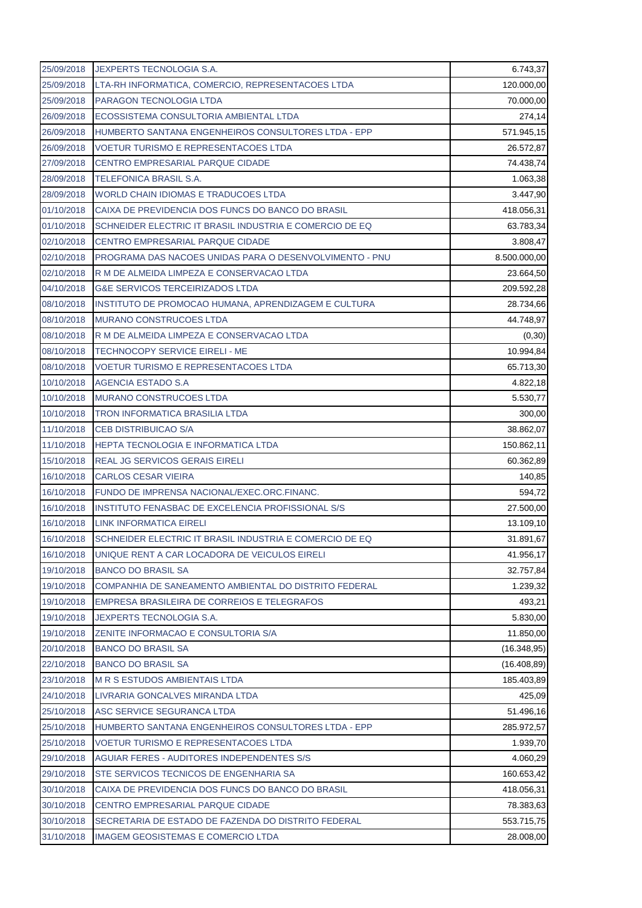| | | |
|---|---|---|
| 25/09/2018 | JEXPERTS TECNOLOGIA S.A. | 6.743,37 |
| 25/09/2018 | LTA-RH INFORMATICA, COMERCIO, REPRESENTACOES LTDA | 120.000,00 |
| 25/09/2018 | PARAGON TECNOLOGIA LTDA | 70.000,00 |
| 26/09/2018 | ECOSSISTEMA CONSULTORIA AMBIENTAL LTDA | 274,14 |
| 26/09/2018 | HUMBERTO SANTANA ENGENHEIROS CONSULTORES LTDA - EPP | 571.945,15 |
| 26/09/2018 | VOETUR TURISMO E REPRESENTACOES LTDA | 26.572,87 |
| 27/09/2018 | CENTRO EMPRESARIAL PARQUE CIDADE | 74.438,74 |
| 28/09/2018 | TELEFONICA BRASIL S.A. | 1.063,38 |
| 28/09/2018 | WORLD CHAIN IDIOMAS E TRADUCOES LTDA | 3.447,90 |
| 01/10/2018 | CAIXA DE PREVIDENCIA DOS FUNCS DO BANCO DO BRASIL | 418.056,31 |
| 01/10/2018 | SCHNEIDER ELECTRIC IT BRASIL INDUSTRIA E COMERCIO DE EQ | 63.783,34 |
| 02/10/2018 | CENTRO EMPRESARIAL PARQUE CIDADE | 3.808,47 |
| 02/10/2018 | PROGRAMA DAS NACOES UNIDAS PARA O DESENVOLVIMENTO - PNU | 8.500.000,00 |
| 02/10/2018 | R M DE ALMEIDA LIMPEZA E CONSERVACAO LTDA | 23.664,50 |
| 04/10/2018 | G&E SERVICOS TERCEIRIZADOS LTDA | 209.592,28 |
| 08/10/2018 | INSTITUTO DE PROMOCAO HUMANA, APRENDIZAGEM E CULTURA | 28.734,66 |
| 08/10/2018 | MURANO CONSTRUCOES LTDA | 44.748,97 |
| 08/10/2018 | R M DE ALMEIDA LIMPEZA E CONSERVACAO LTDA | (0,30) |
| 08/10/2018 | TECHNOCOPY SERVICE EIRELI - ME | 10.994,84 |
| 08/10/2018 | VOETUR TURISMO E REPRESENTACOES LTDA | 65.713,30 |
| 10/10/2018 | AGENCIA ESTADO S.A | 4.822,18 |
| 10/10/2018 | MURANO CONSTRUCOES LTDA | 5.530,77 |
| 10/10/2018 | TRON INFORMATICA BRASILIA LTDA | 300,00 |
| 11/10/2018 | CEB DISTRIBUICAO S/A | 38.862,07 |
| 11/10/2018 | HEPTA TECNOLOGIA E INFORMATICA LTDA | 150.862,11 |
| 15/10/2018 | REAL JG SERVICOS GERAIS EIRELI | 60.362,89 |
| 16/10/2018 | CARLOS CESAR VIEIRA | 140,85 |
| 16/10/2018 | FUNDO DE IMPRENSA NACIONAL/EXEC.ORC.FINANC. | 594,72 |
| 16/10/2018 | INSTITUTO FENASBAC DE EXCELENCIA PROFISSIONAL S/S | 27.500,00 |
| 16/10/2018 | LINK INFORMATICA EIRELI | 13.109,10 |
| 16/10/2018 | SCHNEIDER ELECTRIC IT BRASIL INDUSTRIA E COMERCIO DE EQ | 31.891,67 |
| 16/10/2018 | UNIQUE RENT A CAR LOCADORA DE VEICULOS EIRELI | 41.956,17 |
| 19/10/2018 | BANCO DO BRASIL SA | 32.757,84 |
| 19/10/2018 | COMPANHIA DE SANEAMENTO AMBIENTAL DO DISTRITO FEDERAL | 1.239,32 |
| 19/10/2018 | EMPRESA BRASILEIRA DE CORREIOS E TELEGRAFOS | 493,21 |
| 19/10/2018 | JEXPERTS TECNOLOGIA S.A. | 5.830,00 |
| 19/10/2018 | ZENITE INFORMACAO E CONSULTORIA S/A | 11.850,00 |
| 20/10/2018 | BANCO DO BRASIL SA | (16.348,95) |
| 22/10/2018 | BANCO DO BRASIL SA | (16.408,89) |
| 23/10/2018 | M R S ESTUDOS AMBIENTAIS LTDA | 185.403,89 |
| 24/10/2018 | LIVRARIA GONCALVES MIRANDA LTDA | 425,09 |
| 25/10/2018 | ASC SERVICE SEGURANCA LTDA | 51.496,16 |
| 25/10/2018 | HUMBERTO SANTANA ENGENHEIROS CONSULTORES LTDA - EPP | 285.972,57 |
| 25/10/2018 | VOETUR TURISMO E REPRESENTACOES LTDA | 1.939,70 |
| 29/10/2018 | AGUIAR FERES - AUDITORES INDEPENDENTES S/S | 4.060,29 |
| 29/10/2018 | STE SERVICOS TECNICOS DE ENGENHARIA SA | 160.653,42 |
| 30/10/2018 | CAIXA DE PREVIDENCIA DOS FUNCS DO BANCO DO BRASIL | 418.056,31 |
| 30/10/2018 | CENTRO EMPRESARIAL PARQUE CIDADE | 78.383,63 |
| 30/10/2018 | SECRETARIA DE ESTADO DE FAZENDA DO DISTRITO FEDERAL | 553.715,75 |
| 31/10/2018 | IMAGEM GEOSISTEMAS E COMERCIO LTDA | 28.008,00 |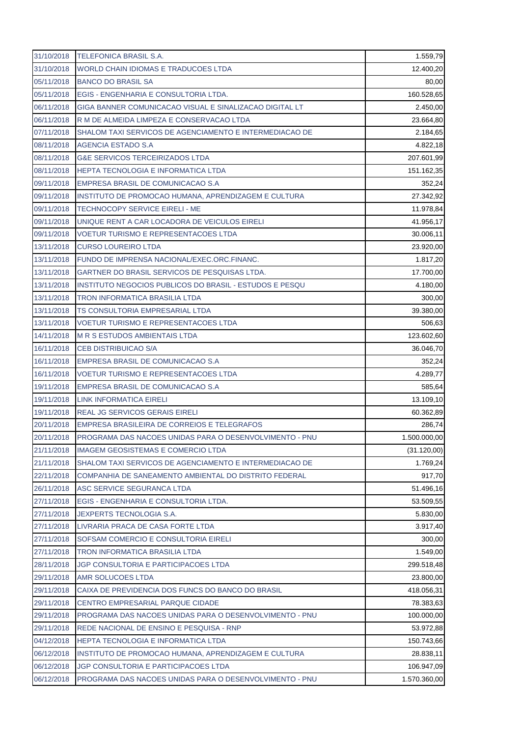| | | |
|---|---|---|
| 31/10/2018 | TELEFONICA BRASIL S.A. | 1.559,79 |
| 31/10/2018 | WORLD CHAIN IDIOMAS E TRADUCOES LTDA | 12.400,20 |
| 05/11/2018 | BANCO DO BRASIL SA | 80,00 |
| 05/11/2018 | EGIS - ENGENHARIA E CONSULTORIA LTDA. | 160.528,65 |
| 06/11/2018 | GIGA BANNER COMUNICACAO VISUAL E SINALIZACAO DIGITAL LT | 2.450,00 |
| 06/11/2018 | R M DE ALMEIDA LIMPEZA E CONSERVACAO LTDA | 23.664,80 |
| 07/11/2018 | SHALOM TAXI SERVICOS DE AGENCIAMENTO E INTERMEDIACAO DE | 2.184,65 |
| 08/11/2018 | AGENCIA ESTADO S.A | 4.822,18 |
| 08/11/2018 | G&E SERVICOS TERCEIRIZADOS LTDA | 207.601,99 |
| 08/11/2018 | HEPTA TECNOLOGIA E INFORMATICA LTDA | 151.162,35 |
| 09/11/2018 | EMPRESA BRASIL DE COMUNICACAO S.A | 352,24 |
| 09/11/2018 | INSTITUTO DE PROMOCAO HUMANA, APRENDIZAGEM E CULTURA | 27.342,92 |
| 09/11/2018 | TECHNOCOPY SERVICE EIRELI - ME | 11.978,84 |
| 09/11/2018 | UNIQUE RENT A CAR LOCADORA DE VEICULOS EIRELI | 41.956,17 |
| 09/11/2018 | VOETUR TURISMO E REPRESENTACOES LTDA | 30.006,11 |
| 13/11/2018 | CURSO LOUREIRO LTDA | 23.920,00 |
| 13/11/2018 | FUNDO DE IMPRENSA NACIONAL/EXEC.ORC.FINANC. | 1.817,20 |
| 13/11/2018 | GARTNER DO BRASIL SERVICOS DE PESQUISAS LTDA. | 17.700,00 |
| 13/11/2018 | INSTITUTO NEGOCIOS PUBLICOS DO BRASIL - ESTUDOS E PESQU | 4.180,00 |
| 13/11/2018 | TRON INFORMATICA BRASILIA LTDA | 300,00 |
| 13/11/2018 | TS CONSULTORIA EMPRESARIAL LTDA | 39.380,00 |
| 13/11/2018 | VOETUR TURISMO E REPRESENTACOES LTDA | 506,63 |
| 14/11/2018 | M R S ESTUDOS AMBIENTAIS LTDA | 123.602,60 |
| 16/11/2018 | CEB DISTRIBUICAO S/A | 36.046,70 |
| 16/11/2018 | EMPRESA BRASIL DE COMUNICACAO S.A | 352,24 |
| 16/11/2018 | VOETUR TURISMO E REPRESENTACOES LTDA | 4.289,77 |
| 19/11/2018 | EMPRESA BRASIL DE COMUNICACAO S.A | 585,64 |
| 19/11/2018 | LINK INFORMATICA EIRELI | 13.109,10 |
| 19/11/2018 | REAL JG SERVICOS GERAIS EIRELI | 60.362,89 |
| 20/11/2018 | EMPRESA BRASILEIRA DE CORREIOS E TELEGRAFOS | 286,74 |
| 20/11/2018 | PROGRAMA DAS NACOES UNIDAS PARA O DESENVOLVIMENTO - PNU | 1.500.000,00 |
| 21/11/2018 | IMAGEM GEOSISTEMAS E COMERCIO LTDA | (31.120,00) |
| 21/11/2018 | SHALOM TAXI SERVICOS DE AGENCIAMENTO E INTERMEDIACAO DE | 1.769,24 |
| 22/11/2018 | COMPANHIA DE SANEAMENTO AMBIENTAL DO DISTRITO FEDERAL | 917,70 |
| 26/11/2018 | ASC SERVICE SEGURANCA LTDA | 51.496,16 |
| 27/11/2018 | EGIS - ENGENHARIA E CONSULTORIA LTDA. | 53.509,55 |
| 27/11/2018 | JEXPERTS TECNOLOGIA S.A. | 5.830,00 |
| 27/11/2018 | LIVRARIA PRACA DE CASA FORTE LTDA | 3.917,40 |
| 27/11/2018 | SOFSAM COMERCIO E CONSULTORIA EIRELI | 300,00 |
| 27/11/2018 | TRON INFORMATICA BRASILIA LTDA | 1.549,00 |
| 28/11/2018 | JGP CONSULTORIA E PARTICIPACOES LTDA | 299.518,48 |
| 29/11/2018 | AMR SOLUCOES LTDA | 23.800,00 |
| 29/11/2018 | CAIXA DE PREVIDENCIA DOS FUNCS DO BANCO DO BRASIL | 418.056,31 |
| 29/11/2018 | CENTRO EMPRESARIAL PARQUE CIDADE | 78.383,63 |
| 29/11/2018 | PROGRAMA DAS NACOES UNIDAS PARA O DESENVOLVIMENTO - PNU | 100.000,00 |
| 29/11/2018 | REDE NACIONAL DE ENSINO E PESQUISA - RNP | 53.972,88 |
| 04/12/2018 | HEPTA TECNOLOGIA E INFORMATICA LTDA | 150.743,66 |
| 06/12/2018 | INSTITUTO DE PROMOCAO HUMANA, APRENDIZAGEM E CULTURA | 28.838,11 |
| 06/12/2018 | JGP CONSULTORIA E PARTICIPACOES LTDA | 106.947,09 |
| 06/12/2018 | PROGRAMA DAS NACOES UNIDAS PARA O DESENVOLVIMENTO - PNU | 1.570.360,00 |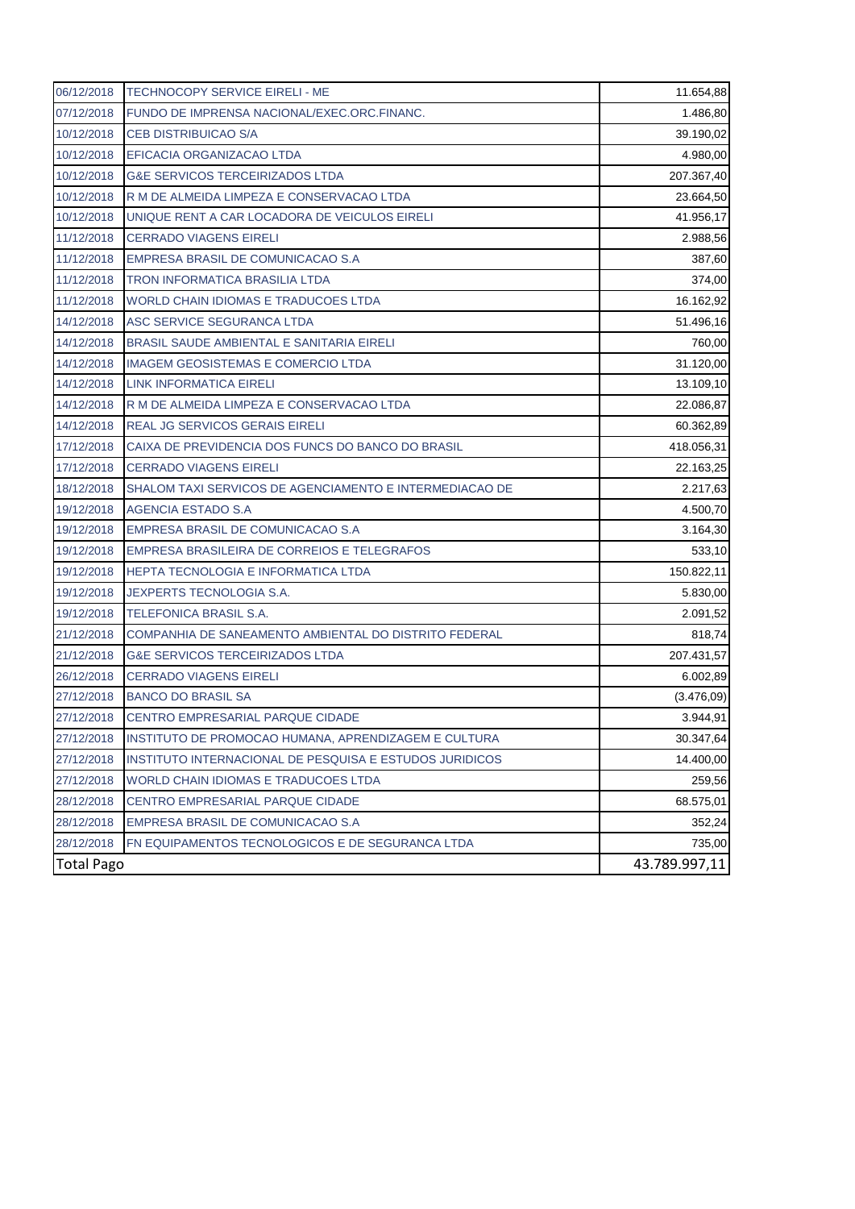| | | |
|---|---|---|
| 06/12/2018 | TECHNOCOPY SERVICE EIRELI - ME | 11.654,88 |
| 07/12/2018 | FUNDO DE IMPRENSA NACIONAL/EXEC.ORC.FINANC. | 1.486,80 |
| 10/12/2018 | CEB DISTRIBUICAO S/A | 39.190,02 |
| 10/12/2018 | EFICACIA ORGANIZACAO LTDA | 4.980,00 |
| 10/12/2018 | G&E SERVICOS TERCEIRIZADOS LTDA | 207.367,40 |
| 10/12/2018 | R M DE ALMEIDA LIMPEZA E CONSERVACAO LTDA | 23.664,50 |
| 10/12/2018 | UNIQUE RENT A CAR LOCADORA DE VEICULOS EIRELI | 41.956,17 |
| 11/12/2018 | CERRADO VIAGENS EIRELI | 2.988,56 |
| 11/12/2018 | EMPRESA BRASIL DE COMUNICACAO S.A | 387,60 |
| 11/12/2018 | TRON INFORMATICA BRASILIA LTDA | 374,00 |
| 11/12/2018 | WORLD CHAIN IDIOMAS E TRADUCOES LTDA | 16.162,92 |
| 14/12/2018 | ASC SERVICE SEGURANCA LTDA | 51.496,16 |
| 14/12/2018 | BRASIL SAUDE AMBIENTAL E SANITARIA EIRELI | 760,00 |
| 14/12/2018 | IMAGEM GEOSISTEMAS E COMERCIO LTDA | 31.120,00 |
| 14/12/2018 | LINK INFORMATICA EIRELI | 13.109,10 |
| 14/12/2018 | R M DE ALMEIDA LIMPEZA E CONSERVACAO LTDA | 22.086,87 |
| 14/12/2018 | REAL JG SERVICOS GERAIS EIRELI | 60.362,89 |
| 17/12/2018 | CAIXA DE PREVIDENCIA DOS FUNCS DO BANCO DO BRASIL | 418.056,31 |
| 17/12/2018 | CERRADO VIAGENS EIRELI | 22.163,25 |
| 18/12/2018 | SHALOM TAXI SERVICOS DE AGENCIAMENTO E INTERMEDIACAO DE | 2.217,63 |
| 19/12/2018 | AGENCIA ESTADO S.A | 4.500,70 |
| 19/12/2018 | EMPRESA BRASIL DE COMUNICACAO S.A | 3.164,30 |
| 19/12/2018 | EMPRESA BRASILEIRA DE CORREIOS E TELEGRAFOS | 533,10 |
| 19/12/2018 | HEPTA TECNOLOGIA E INFORMATICA LTDA | 150.822,11 |
| 19/12/2018 | JEXPERTS TECNOLOGIA S.A. | 5.830,00 |
| 19/12/2018 | TELEFONICA BRASIL S.A. | 2.091,52 |
| 21/12/2018 | COMPANHIA DE SANEAMENTO AMBIENTAL DO DISTRITO FEDERAL | 818,74 |
| 21/12/2018 | G&E SERVICOS TERCEIRIZADOS LTDA | 207.431,57 |
| 26/12/2018 | CERRADO VIAGENS EIRELI | 6.002,89 |
| 27/12/2018 | BANCO DO BRASIL SA | (3.476,09) |
| 27/12/2018 | CENTRO EMPRESARIAL PARQUE CIDADE | 3.944,91 |
| 27/12/2018 | INSTITUTO DE PROMOCAO HUMANA, APRENDIZAGEM E CULTURA | 30.347,64 |
| 27/12/2018 | INSTITUTO INTERNACIONAL DE PESQUISA E ESTUDOS JURIDICOS | 14.400,00 |
| 27/12/2018 | WORLD CHAIN IDIOMAS E TRADUCOES LTDA | 259,56 |
| 28/12/2018 | CENTRO EMPRESARIAL PARQUE CIDADE | 68.575,01 |
| 28/12/2018 | EMPRESA BRASIL DE COMUNICACAO S.A | 352,24 |
| 28/12/2018 | FN EQUIPAMENTOS TECNOLOGICOS E DE SEGURANCA LTDA | 735,00 |
| Total Pago | | 43.789.997,11 |